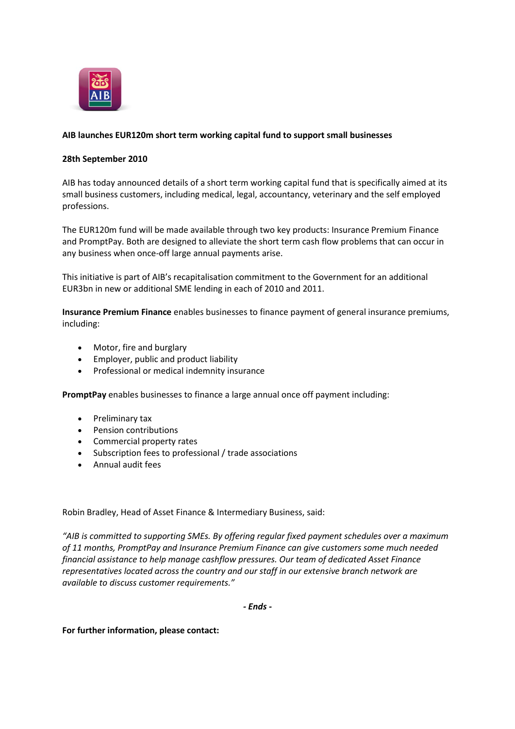**AIB launches EUR120m short term working capital fund to support small businesses**

**28th September 2010**

AIB has today announced details of a short term working capital fund that is specifically aimed at its small business customers, including medical, legal, accountancy, veterinary and the self employed professions.

The EUR120m fund will be made available through two key products: Insurance Premium Finance and PromptPay. Both are designed to alleviate the short term cash flow problems that can occur in any business when once-off large annual payments arise.

This initiative is part of AIB's recapitalisation commitment to the Government for an additional EUR3bn in new or additional SME lending in each of 2010 and 2011.

**Insurance Premium Finance** enables businesses to finance payment of general insurance premiums, including:

- Motor, fire and burglary
- Employer, public and product liability
- Professional or medical indemnity insurance

**PromptPay** enables businesses to finance a large annual once off payment including:

- Preliminary tax
- Pension contributions
- Commercial property rates
- Subscription fees to professional / trade associations
- Annual audit fees

Robin Bradley, Head of Asset Finance & Intermediary Business, said:

*"AIB is committed to supporting SMEs. By offering regular fixed payment schedules over a maximum of 11 months, PromptPay and Insurance Premium Finance can give customers some much needed financial assistance to help manage cashflow pressures. Our team of dedicated Asset Finance representatives located across the country and our staff in our extensive branch network are available to discuss customer requirements."*

***- Ends -***

**For further information, please contact:**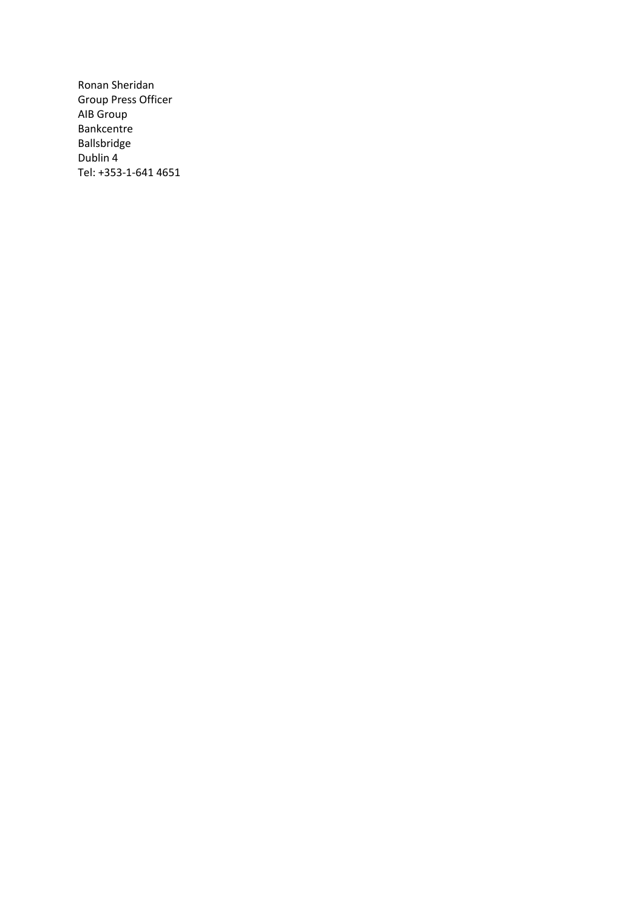Ronan Sheridan  
Group Press Officer  
AIB Group  
Bankcentre  
Ballsbridge  
Dublin 4  
Tel: +353-1-641 4651